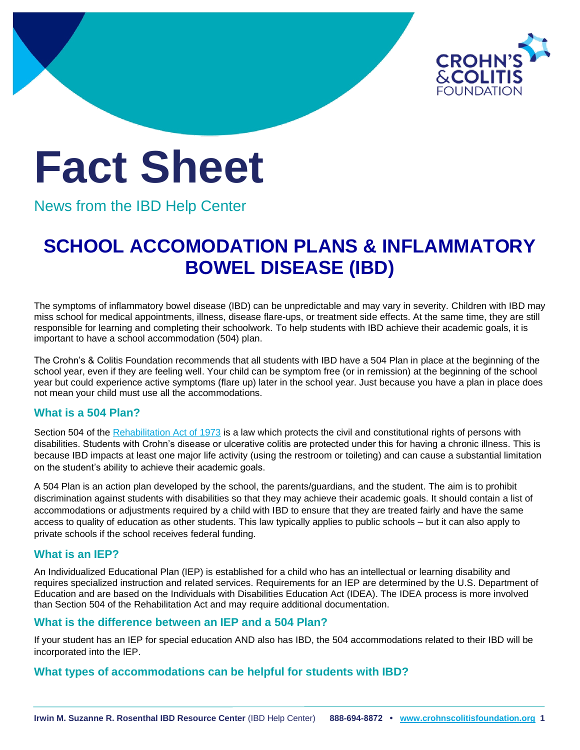# Fact Sheet

News from the IBD Help Center

## SCHOOL ACCOMODATION PLANS & INFLAMMATORY BOWEL DISEASE (IBD)

The symptoms of inflammatory bowel disease (IBD) can be unpredictable and may vary in severity. Children with IBD may miss school for medical appointments, illness, disease flare-ups, or treatment side effects. At the same time, they are still responsible for learning and completing their schoolwork. To help students with IBD achieve their academic goals, it is important to have a school accommodation (504) plan.

The Crohn's & Colitis Foundation recommends that all students with IBD have a 504 Plan in place at the beginning of the school year, even if they are feeling well. Your child can be symptom free (or in remission) at the beginning of the school year but could experience active symptoms (flare up) later in the school year. Just because you have a plan in place does not mean your child must use all the accommodations.

### What is a 504 Plan?

Section 504 of the Rehabilitation Act of 1973 is a law which protects the civil and constitutional rights of persons with disabilities. Students with Crohn's disease or ulcerative colitis are protected under this for having a chronic illness. This is because IBD impacts at least one major life activity (using the restroom or toileting) and can cause a substantial limitation on the student's ability to achieve their academic goals.

A 504 Plan is an action plan developed by the school, the parents/guardians, and the student. The aim is to prohibit discrimination against students with disabilities so that they may achieve their academic goals. It should contain a list of accommodations or adjustments required by a child with IBD to ensure that they are treated fairly and have the same access to quality of education as other students. This law typically applies to public schools – but it can also apply to private schools if the school receives federal funding.

### What is an IEP?

An Individualized Educational Plan (IEP) is established for a child who has an intellectual or learning disability and requires specialized instruction and related services. Requirements for an IEP are determined by the U.S. Department of Education and are based on the Individuals with Disabilities Education Act (IDEA). The IDEA process is more involved than Section 504 of the Rehabilitation Act and may require additional documentation.

### What is the difference between an IEP and a 504 Plan?

If your student has an IEP for special education AND also has IBD, the 504 accommodations related to their IBD will be incorporated into the IEP.

### What types of accommodations can be helpful for students with IBD?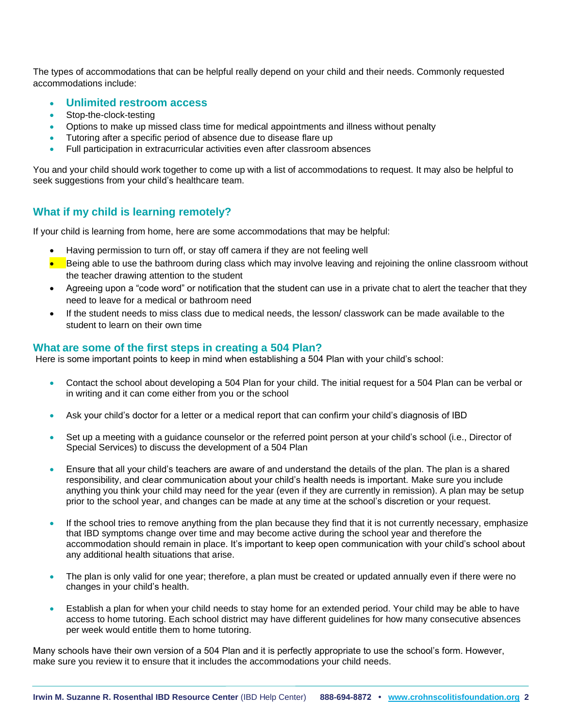The types of accommodations that can be helpful really depend on your child and their needs. Commonly requested accommodations include:

- **Unlimited restroom access**
- Stop-the-clock-testing
- Options to make up missed class time for medical appointments and illness without penalty
- Tutoring after a specific period of absence due to disease flare up
- Full participation in extracurricular activities even after classroom absences

You and your child should work together to come up with a list of accommodations to request. It may also be helpful to seek suggestions from your child's healthcare team.

## What if my child is learning remotely?

If your child is learning from home, here are some accommodations that may be helpful:

- Having permission to turn off, or stay off camera if they are not feeling well
- Being able to use the bathroom during class which may involve leaving and rejoining the online classroom without the teacher drawing attention to the student
- Agreeing upon a "code word" or notification that the student can use in a private chat to alert the teacher that they need to leave for a medical or bathroom need
- If the student needs to miss class due to medical needs, the lesson/ classwork can be made available to the student to learn on their own time

## What are some of the first steps in creating a 504 Plan?

Here is some important points to keep in mind when establishing a 504 Plan with your child's school:

- Contact the school about developing a 504 Plan for your child. The initial request for a 504 Plan can be verbal or in writing and it can come either from you or the school

- Ask your child's doctor for a letter or a medical report that can confirm your child's diagnosis of IBD

- Set up a meeting with a guidance counselor or the referred point person at your child's school (i.e., Director of Special Services) to discuss the development of a 504 Plan

- Ensure that all your child's teachers are aware of and understand the details of the plan. The plan is a shared responsibility, and clear communication about your child's health needs is important. Make sure you include anything you think your child may need for the year (even if they are currently in remission). A plan may be setup prior to the school year, and changes can be made at any time at the school's discretion or your request.

- If the school tries to remove anything from the plan because they find that it is not currently necessary, emphasize that IBD symptoms change over time and may become active during the school year and therefore the accommodation should remain in place. It's important to keep open communication with your child's school about any additional health situations that arise.

- The plan is only valid for one year; therefore, a plan must be created or updated annually even if there were no changes in your child's health.

- Establish a plan for when your child needs to stay home for an extended period. Your child may be able to have access to home tutoring. Each school district may have different guidelines for how many consecutive absences per week would entitle them to home tutoring.

Many schools have their own version of a 504 Plan and it is perfectly appropriate to use the school's form. However, make sure you review it to ensure that it includes the accommodations your child needs.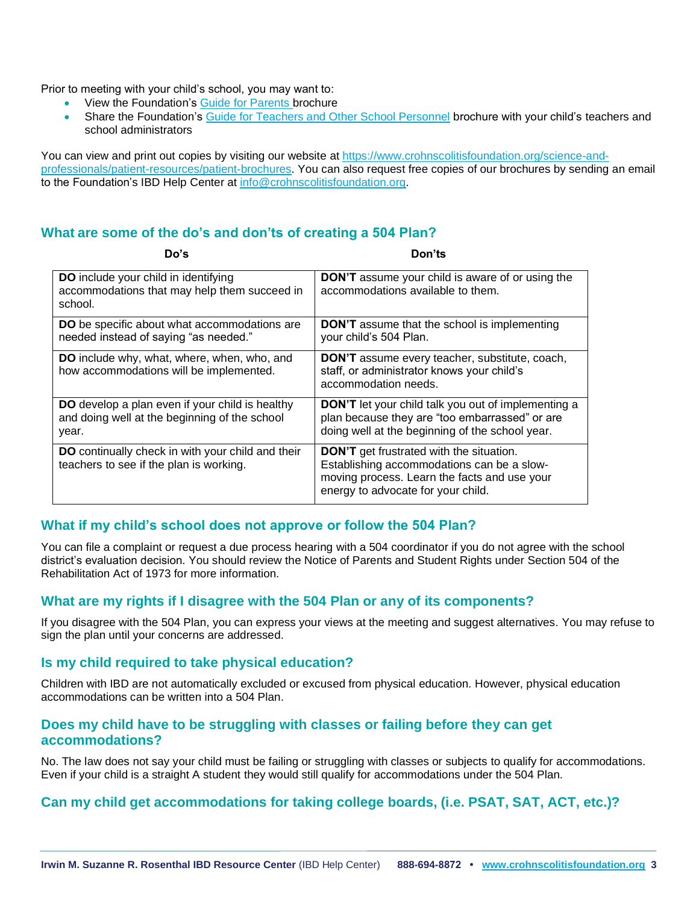Prior to meeting with your child's school, you may want to:

- View the Foundation's [Guide for Parents](#) brochure
- Share the Foundation's [Guide for Teachers and Other School Personnel](#) brochure with your child's teachers and school administrators

You can view and print out copies by visiting our website at https://www.crohnscolitisfoundation.org/science-and-professionals/patient-resources/patient-brochures. You can also request free copies of our brochures by sending an email to the Foundation's IBD Help Center at info@crohnscolitisfoundation.org.

## What are some of the do's and don'ts of creating a 504 Plan?

| Do's | Don'ts |
|---|---|
| **DO** include your child in identifying accommodations that may help them succeed in school. | **DON'T** assume your child is aware of or using the accommodations available to them. |
| **DO** be specific about what accommodations are needed instead of saying "as needed." | **DON'T** assume that the school is implementing your child's 504 Plan. |
| **DO** include why, what, where, when, who, and how accommodations will be implemented. | **DON'T** assume every teacher, substitute, coach, staff, or administrator knows your child's accommodation needs. |
| **DO** develop a plan even if your child is healthy and doing well at the beginning of the school year. | **DON'T** let your child talk you out of implementing a plan because they are "too embarrassed" or are doing well at the beginning of the school year. |
| **DO** continually check in with your child and their teachers to see if the plan is working. | **DON'T** get frustrated with the situation. Establishing accommodations can be a slow-moving process. Learn the facts and use your energy to advocate for your child. |

## What if my child's school does not approve or follow the 504 Plan?

You can file a complaint or request a due process hearing with a 504 coordinator if you do not agree with the school district's evaluation decision. You should review the Notice of Parents and Student Rights under Section 504 of the Rehabilitation Act of 1973 for more information.

## What are my rights if I disagree with the 504 Plan or any of its components?

If you disagree with the 504 Plan, you can express your views at the meeting and suggest alternatives. You may refuse to sign the plan until your concerns are addressed.

## Is my child required to take physical education?

Children with IBD are not automatically excluded or excused from physical education. However, physical education accommodations can be written into a 504 Plan.

## Does my child have to be struggling with classes or failing before they can get accommodations?

No. The law does not say your child must be failing or struggling with classes or subjects to qualify for accommodations. Even if your child is a straight A student they would still qualify for accommodations under the 504 Plan.

## Can my child get accommodations for taking college boards, (i.e. PSAT, SAT, ACT, etc.)?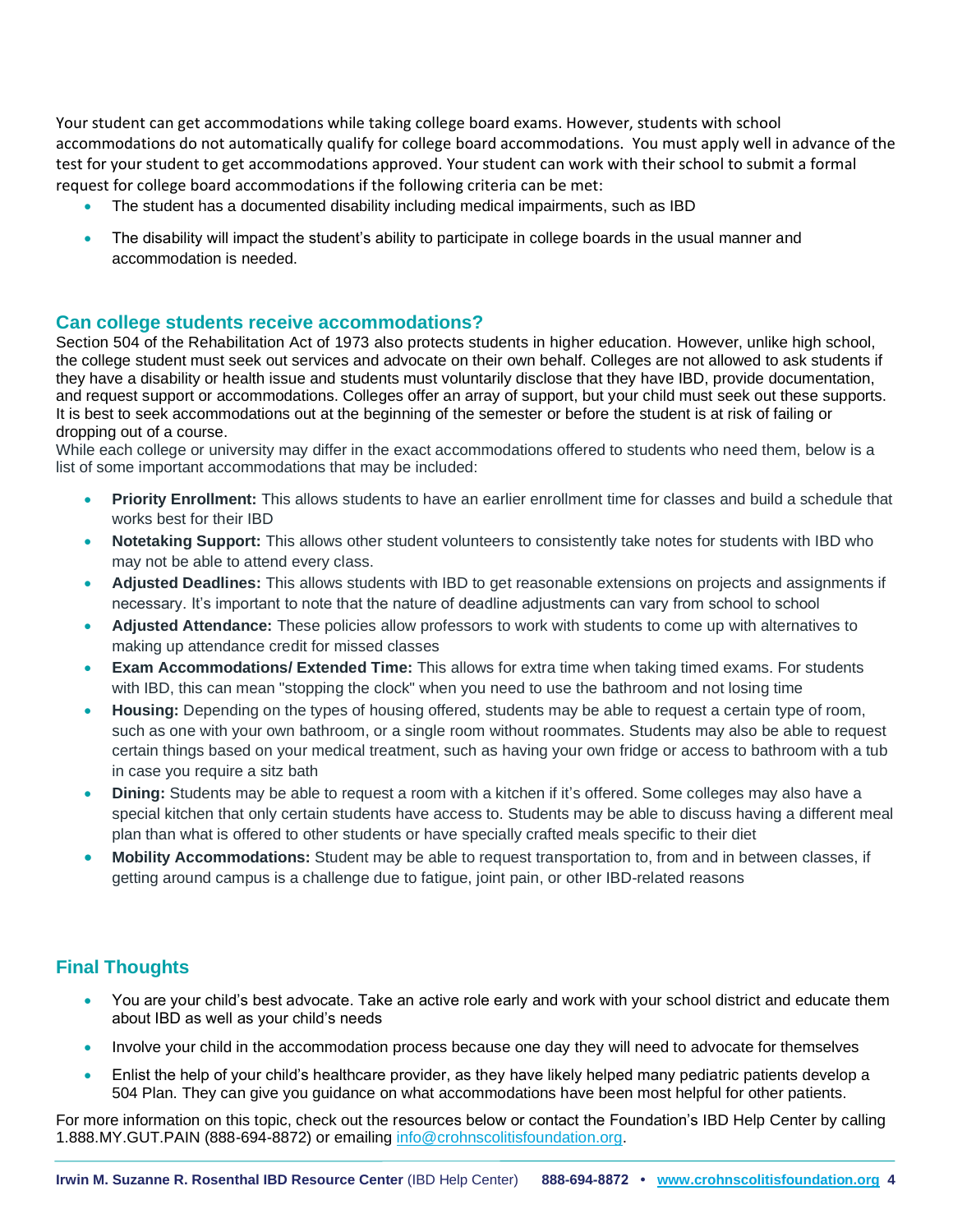Your student can get accommodations while taking college board exams. However, students with school accommodations do not automatically qualify for college board accommodations. You must apply well in advance of the test for your student to get accommodations approved. Your student can work with their school to submit a formal request for college board accommodations if the following criteria can be met:

- The student has a documented disability including medical impairments, such as IBD
- The disability will impact the student's ability to participate in college boards in the usual manner and accommodation is needed.

## Can college students receive accommodations?

Section 504 of the Rehabilitation Act of 1973 also protects students in higher education. However, unlike high school, the college student must seek out services and advocate on their own behalf. Colleges are not allowed to ask students if they have a disability or health issue and students must voluntarily disclose that they have IBD, provide documentation, and request support or accommodations. Colleges offer an array of support, but your child must seek out these supports. It is best to seek accommodations out at the beginning of the semester or before the student is at risk of failing or dropping out of a course.

While each college or university may differ in the exact accommodations offered to students who need them, below is a list of some important accommodations that may be included:

- **Priority Enrollment:** This allows students to have an earlier enrollment time for classes and build a schedule that works best for their IBD
- **Notetaking Support:** This allows other student volunteers to consistently take notes for students with IBD who may not be able to attend every class.
- **Adjusted Deadlines:** This allows students with IBD to get reasonable extensions on projects and assignments if necessary. It's important to note that the nature of deadline adjustments can vary from school to school
- **Adjusted Attendance:** These policies allow professors to work with students to come up with alternatives to making up attendance credit for missed classes
- **Exam Accommodations/ Extended Time:** This allows for extra time when taking timed exams. For students with IBD, this can mean "stopping the clock" when you need to use the bathroom and not losing time
- **Housing:** Depending on the types of housing offered, students may be able to request a certain type of room, such as one with your own bathroom, or a single room without roommates. Students may also be able to request certain things based on your medical treatment, such as having your own fridge or access to bathroom with a tub in case you require a sitz bath
- **Dining:** Students may be able to request a room with a kitchen if it's offered. Some colleges may also have a special kitchen that only certain students have access to. Students may be able to discuss having a different meal plan than what is offered to other students or have specially crafted meals specific to their diet
- **Mobility Accommodations:** Student may be able to request transportation to, from and in between classes, if getting around campus is a challenge due to fatigue, joint pain, or other IBD-related reasons

## Final Thoughts

- You are your child's best advocate. Take an active role early and work with your school district and educate them about IBD as well as your child's needs
- Involve your child in the accommodation process because one day they will need to advocate for themselves
- Enlist the help of your child's healthcare provider, as they have likely helped many pediatric patients develop a 504 Plan. They can give you guidance on what accommodations have been most helpful for other patients.

For more information on this topic, check out the resources below or contact the Foundation's IBD Help Center by calling 1.888.MY.GUT.PAIN (888-694-8872) or emailing info@crohnscolitisfoundation.org.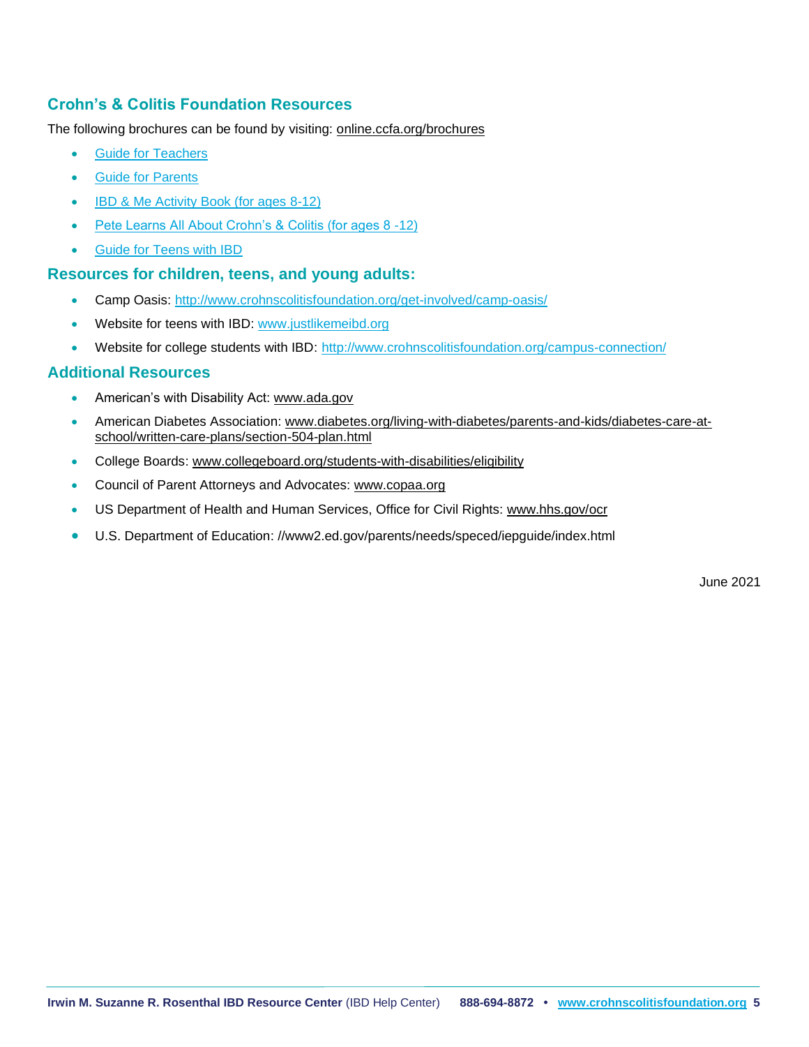## Crohn's & Colitis Foundation Resources

The following brochures can be found by visiting: online.ccfa.org/brochures

- Guide for Teachers
- Guide for Parents
- IBD & Me Activity Book (for ages 8-12)
- Pete Learns All About Crohn's & Colitis (for ages 8 -12)
- Guide for Teens with IBD

## Resources for children, teens, and young adults:

- Camp Oasis: http://www.crohnscolitisfoundation.org/get-involved/camp-oasis/
- Website for teens with IBD: www.justlikemeibd.org
- Website for college students with IBD: http://www.crohnscolitisfoundation.org/campus-connection/

## Additional Resources

- American's with Disability Act: www.ada.gov
- American Diabetes Association: www.diabetes.org/living-with-diabetes/parents-and-kids/diabetes-care-at-school/written-care-plans/section-504-plan.html
- College Boards: www.collegeboard.org/students-with-disabilities/eligibility
- Council of Parent Attorneys and Advocates: www.copaa.org
- US Department of Health and Human Services, Office for Civil Rights: www.hhs.gov/ocr
- U.S. Department of Education: //www2.ed.gov/parents/needs/speced/iepguide/index.html

June 2021